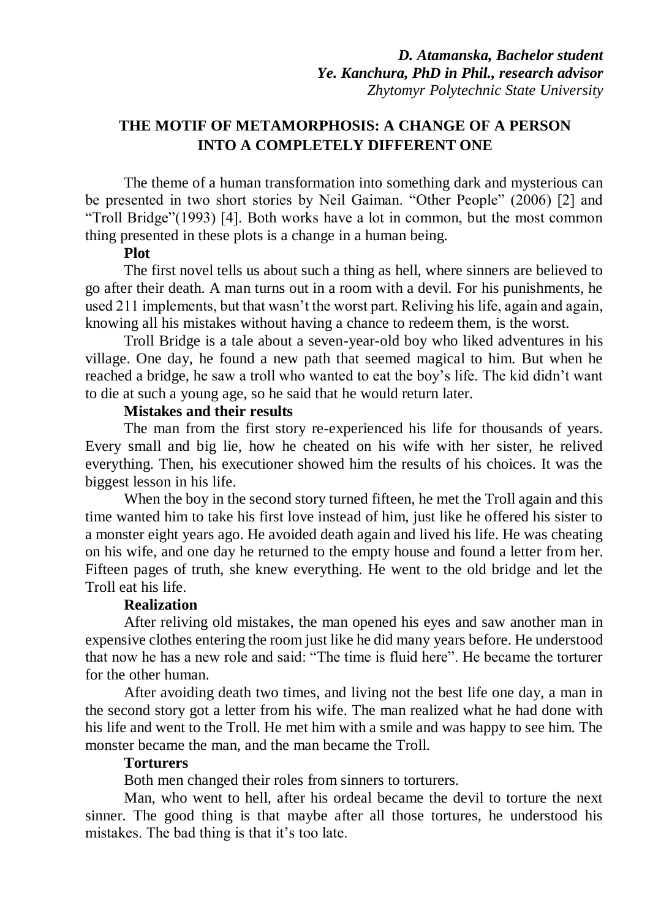***D. Atamanska, Bachelor student***
***Ye. Kanchura, PhD in Phil., research advisor***
*Zhytomyr Polytechnic State University*

# THE MOTIF OF METAMORPHOSIS: A CHANGE OF A PERSON INTO A COMPLETELY DIFFERENT ONE

The theme of a human transformation into something dark and mysterious can be presented in two short stories by Neil Gaiman. "Other People" (2006) [2] and "Troll Bridge"(1993) [4]. Both works have a lot in common, but the most common thing presented in these plots is a change in a human being.

**Plot**

The first novel tells us about such a thing as hell, where sinners are believed to go after their death. A man turns out in a room with a devil. For his punishments, he used 211 implements, but that wasn't the worst part. Reliving his life, again and again, knowing all his mistakes without having a chance to redeem them, is the worst.

Troll Bridge is a tale about a seven-year-old boy who liked adventures in his village. One day, he found a new path that seemed magical to him. But when he reached a bridge, he saw a troll who wanted to eat the boy's life. The kid didn't want to die at such a young age, so he said that he would return later.

**Mistakes and their results**

The man from the first story re-experienced his life for thousands of years. Every small and big lie, how he cheated on his wife with her sister, he relived everything. Then, his executioner showed him the results of his choices. It was the biggest lesson in his life.

When the boy in the second story turned fifteen, he met the Troll again and this time wanted him to take his first love instead of him, just like he offered his sister to a monster eight years ago. He avoided death again and lived his life. He was cheating on his wife, and one day he returned to the empty house and found a letter from her. Fifteen pages of truth, she knew everything. He went to the old bridge and let the Troll eat his life.

**Realization**

After reliving old mistakes, the man opened his eyes and saw another man in expensive clothes entering the room just like he did many years before. He understood that now he has a new role and said: "The time is fluid here". He became the torturer for the other human.

After avoiding death two times, and living not the best life one day, a man in the second story got a letter from his wife. The man realized what he had done with his life and went to the Troll. He met him with a smile and was happy to see him. The monster became the man, and the man became the Troll.

**Torturers**

Both men changed their roles from sinners to torturers.

Man, who went to hell, after his ordeal became the devil to torture the next sinner. The good thing is that maybe after all those tortures, he understood his mistakes. The bad thing is that it's too late.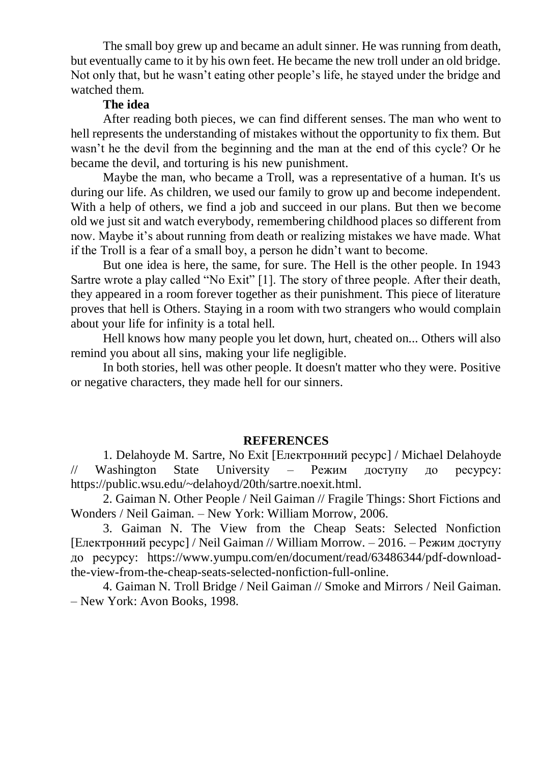The small boy grew up and became an adult sinner. He was running from death, but eventually came to it by his own feet. He became the new troll under an old bridge. Not only that, but he wasn't eating other people's life, he stayed under the bridge and watched them.

**The idea**

After reading both pieces, we can find different senses. The man who went to hell represents the understanding of mistakes without the opportunity to fix them. But wasn't he the devil from the beginning and the man at the end of this cycle? Or he became the devil, and torturing is his new punishment.

Maybe the man, who became a Troll, was a representative of a human. It's us during our life. As children, we used our family to grow up and become independent. With a help of others, we find a job and succeed in our plans. But then we become old we just sit and watch everybody, remembering childhood places so different from now. Maybe it's about running from death or realizing mistakes we have made. What if the Troll is a fear of a small boy, a person he didn't want to become.

But one idea is here, the same, for sure. The Hell is the other people. In 1943 Sartre wrote a play called "No Exit" [1]. The story of three people. After their death, they appeared in a room forever together as their punishment. This piece of literature proves that hell is Others. Staying in a room with two strangers who would complain about your life for infinity is a total hell.

Hell knows how many people you let down, hurt, cheated on... Others will also remind you about all sins, making your life negligible.

In both stories, hell was other people. It doesn't matter who they were. Positive or negative characters, they made hell for our sinners.

**REFERENCES**

1. Delahoyde M. Sartre, No Exit [Електронний ресурс] / Michael Delahoyde // Washington State University – Режим доступу до ресурсу: https://public.wsu.edu/~delahoyd/20th/sartre.noexit.html.

2. Gaiman N. Other People / Neil Gaiman // Fragile Things: Short Fictions and Wonders / Neil Gaiman. – New York: William Morrow, 2006.

3. Gaiman N. The View from the Cheap Seats: Selected Nonfiction [Електронний ресурс] / Neil Gaiman // William Morrow. – 2016. – Режим доступу до ресурсу: https://www.yumpu.com/en/document/read/63486344/pdf-download-the-view-from-the-cheap-seats-selected-nonfiction-full-online.

4. Gaiman N. Troll Bridge / Neil Gaiman // Smoke and Mirrors / Neil Gaiman. – New York: Avon Books, 1998.